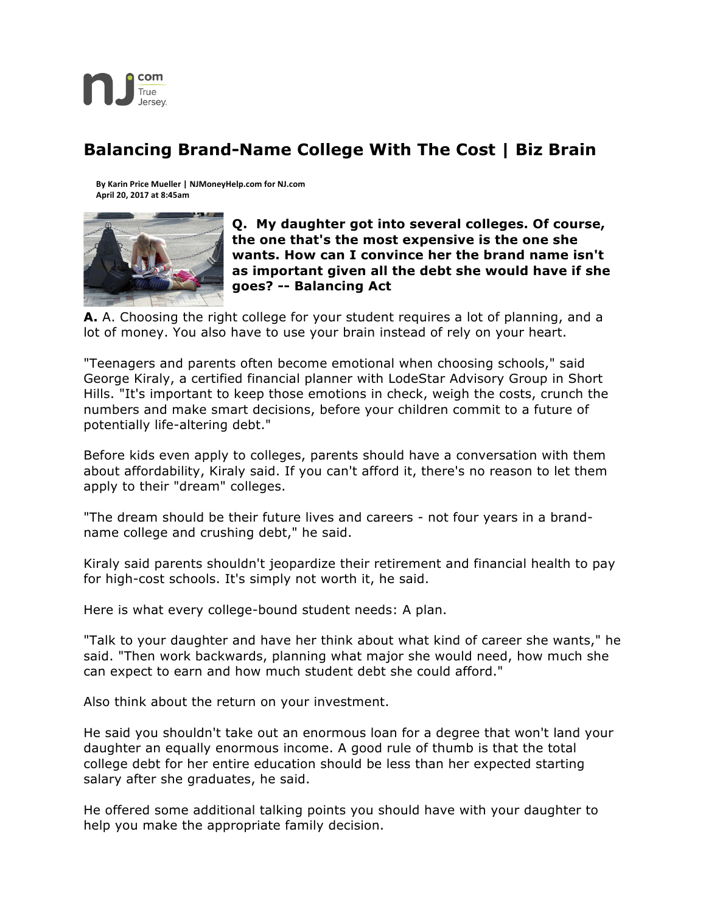# Balancing Brand-Name College With The Cost | Biz Brain

By Karin Price Mueller | NJMoneyHelp.com for NJ.com
April 20, 2017 at 8:45am

**Q. My daughter got into several colleges. Of course, the one that's the most expensive is the one she wants. How can I convince her the brand name isn't as important given all the debt she would have if she goes? -- Balancing Act**

**A.** A. Choosing the right college for your student requires a lot of planning, and a lot of money. You also have to use your brain instead of rely on your heart.

"Teenagers and parents often become emotional when choosing schools," said George Kiraly, a certified financial planner with LodeStar Advisory Group in Short Hills. "It's important to keep those emotions in check, weigh the costs, crunch the numbers and make smart decisions, before your children commit to a future of potentially life-altering debt."

Before kids even apply to colleges, parents should have a conversation with them about affordability, Kiraly said. If you can't afford it, there's no reason to let them apply to their "dream" colleges.

"The dream should be their future lives and careers - not four years in a brand-name college and crushing debt," he said.

Kiraly said parents shouldn't jeopardize their retirement and financial health to pay for high-cost schools. It's simply not worth it, he said.

Here is what every college-bound student needs: A plan.

"Talk to your daughter and have her think about what kind of career she wants," he said. "Then work backwards, planning what major she would need, how much she can expect to earn and how much student debt she could afford."

Also think about the return on your investment.

He said you shouldn't take out an enormous loan for a degree that won't land your daughter an equally enormous income. A good rule of thumb is that the total college debt for her entire education should be less than her expected starting salary after she graduates, he said.

He offered some additional talking points you should have with your daughter to help you make the appropriate family decision.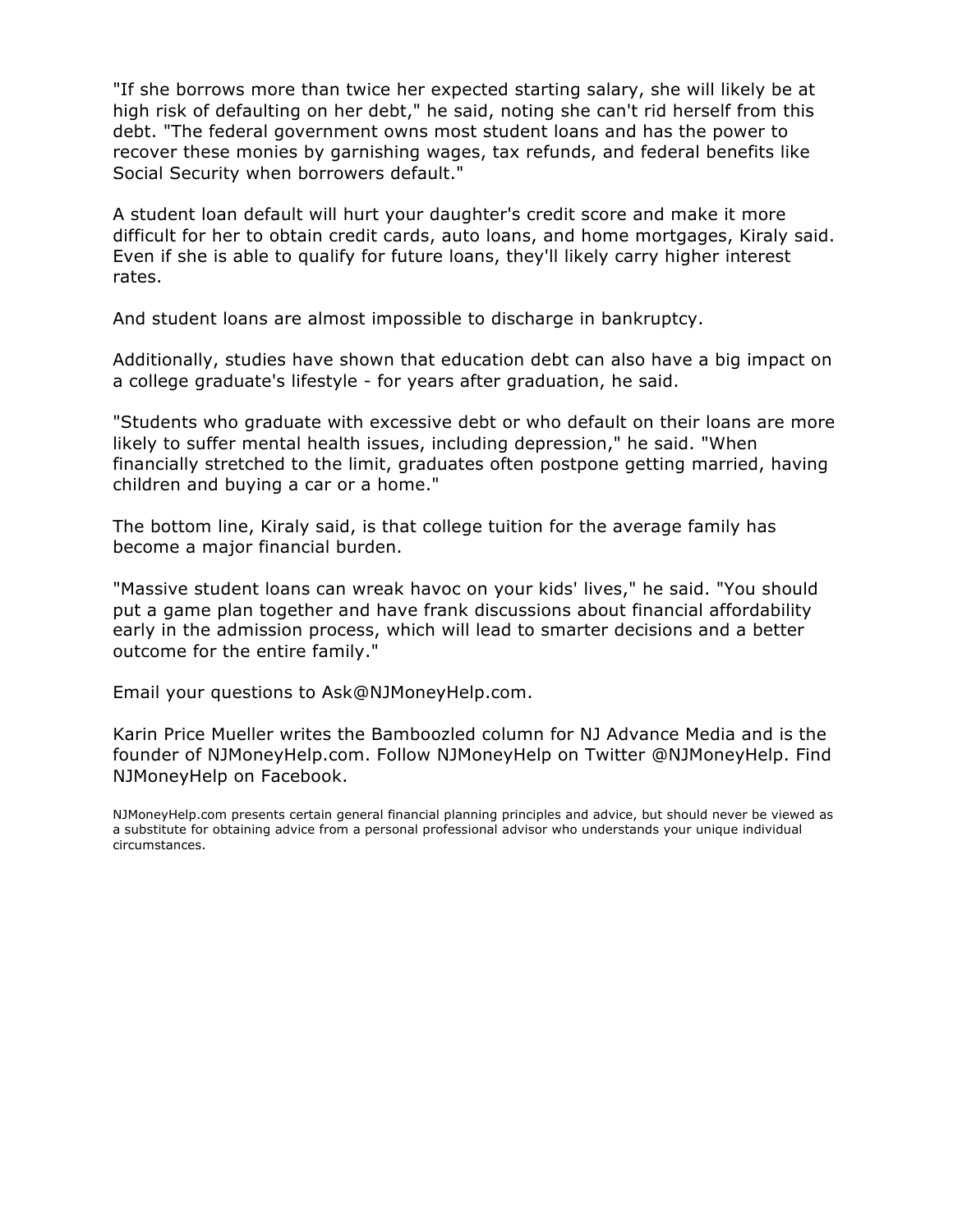"If she borrows more than twice her expected starting salary, she will likely be at high risk of defaulting on her debt," he said, noting she can't rid herself from this debt. "The federal government owns most student loans and has the power to recover these monies by garnishing wages, tax refunds, and federal benefits like Social Security when borrowers default."

A student loan default will hurt your daughter's credit score and make it more difficult for her to obtain credit cards, auto loans, and home mortgages, Kiraly said. Even if she is able to qualify for future loans, they'll likely carry higher interest rates.

And student loans are almost impossible to discharge in bankruptcy.

Additionally, studies have shown that education debt can also have a big impact on a college graduate's lifestyle - for years after graduation, he said.

"Students who graduate with excessive debt or who default on their loans are more likely to suffer mental health issues, including depression," he said. "When financially stretched to the limit, graduates often postpone getting married, having children and buying a car or a home."

The bottom line, Kiraly said, is that college tuition for the average family has become a major financial burden.

"Massive student loans can wreak havoc on your kids' lives," he said. "You should put a game plan together and have frank discussions about financial affordability early in the admission process, which will lead to smarter decisions and a better outcome for the entire family."

Email your questions to Ask@NJMoneyHelp.com.

Karin Price Mueller writes the Bamboozled column for NJ Advance Media and is the founder of NJMoneyHelp.com. Follow NJMoneyHelp on Twitter @NJMoneyHelp. Find NJMoneyHelp on Facebook.

NJMoneyHelp.com presents certain general financial planning principles and advice, but should never be viewed as a substitute for obtaining advice from a personal professional advisor who understands your unique individual circumstances.